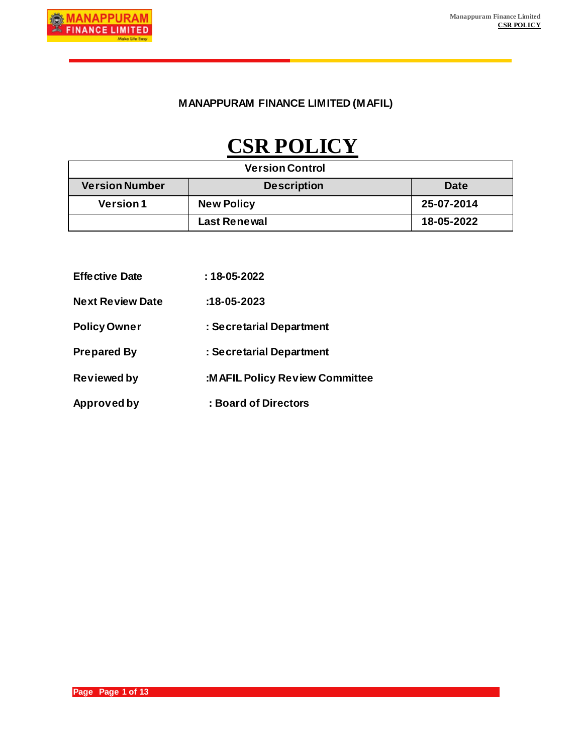**MANAPPURAM FINANCE LIMITED (MAFIL)**

# CSR POLICY

| Version Control | | |
|---|---|---|
| **Version Number** | **Description** | **Date** |
| **Version 1** | **New Policy** | **25-07-2014** |
| | **Last Renewal** | **18-05-2022** |

**Effective Date** : **18-05-2022**

**Next Review Date** : **18-05-2023**

**Policy Owner** : **Secretarial Department**

**Prepared By** : **Secretarial Department**

**Reviewed by** : **MAFIL Policy Review Committee**

**Approved by** : **Board of Directors**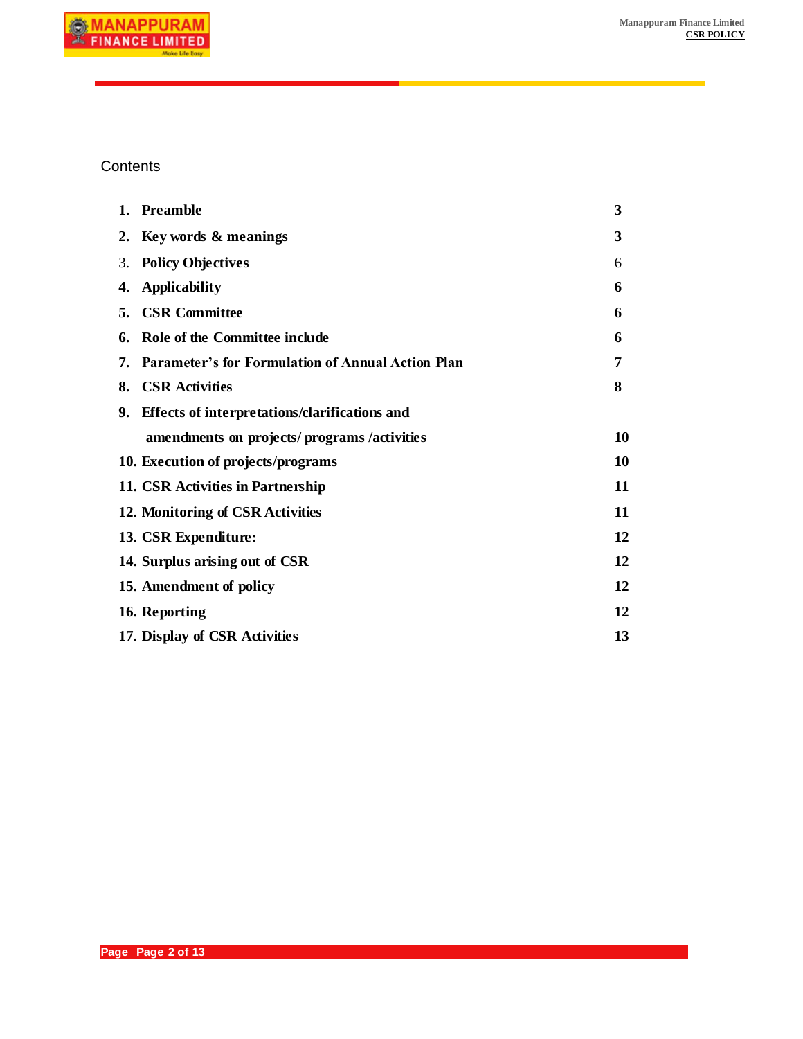Contents

| | |
|---|---|
| **1. Preamble** | **3** |
| **2. Key words & meanings** | **3** |
| 3. **Policy Objectives** | 6 |
| **4. Applicability** | **6** |
| **5. CSR Committee** | **6** |
| **6. Role of the Committee include** | **6** |
| **7. Parameter's for Formulation of Annual Action Plan** | **7** |
| **8. CSR Activities** | **8** |
| **9. Effects of interpretations/clarifications and amendments on projects/ programs /activities** | **10** |
| **10. Execution of projects/programs** | **10** |
| **11. CSR Activities in Partnership** | **11** |
| **12. Monitoring of CSR Activities** | **11** |
| **13. CSR Expenditure:** | **12** |
| **14. Surplus arising out of CSR** | **12** |
| **15. Amendment of policy** | **12** |
| **16. Reporting** | **12** |
| **17. Display of CSR Activities** | **13** |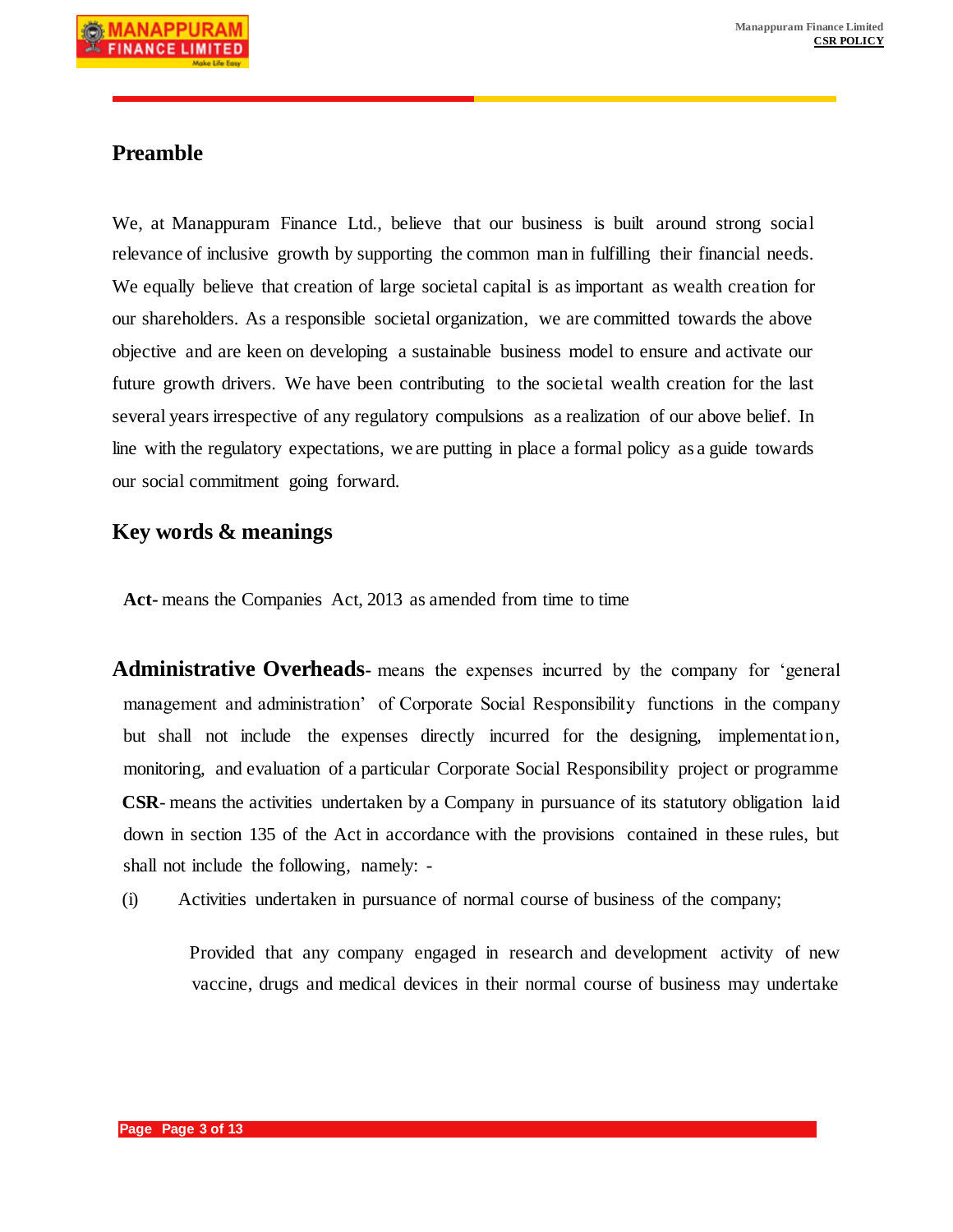## Preamble

We, at Manappuram Finance Ltd., believe that our business is built around strong social relevance of inclusive growth by supporting the common man in fulfilling their financial needs. We equally believe that creation of large societal capital is as important as wealth creation for our shareholders. As a responsible societal organization, we are committed towards the above objective and are keen on developing a sustainable business model to ensure and activate our future growth drivers. We have been contributing to the societal wealth creation for the last several years irrespective of any regulatory compulsions as a realization of our above belief. In line with the regulatory expectations, we are putting in place a formal policy as a guide towards our social commitment going forward.

## Key words & meanings

**Act-** means the Companies Act, 2013 as amended from time to time

**Administrative Overheads**- means the expenses incurred by the company for 'general management and administration' of Corporate Social Responsibility functions in the company but shall not include the expenses directly incurred for the designing, implementation, monitoring, and evaluation of a particular Corporate Social Responsibility project or programme

**CSR**- means the activities undertaken by a Company in pursuance of its statutory obligation laid down in section 135 of the Act in accordance with the provisions contained in these rules, but shall not include the following, namely: -

(i) Activities undertaken in pursuance of normal course of business of the company;

Provided that any company engaged in research and development activity of new vaccine, drugs and medical devices in their normal course of business may undertake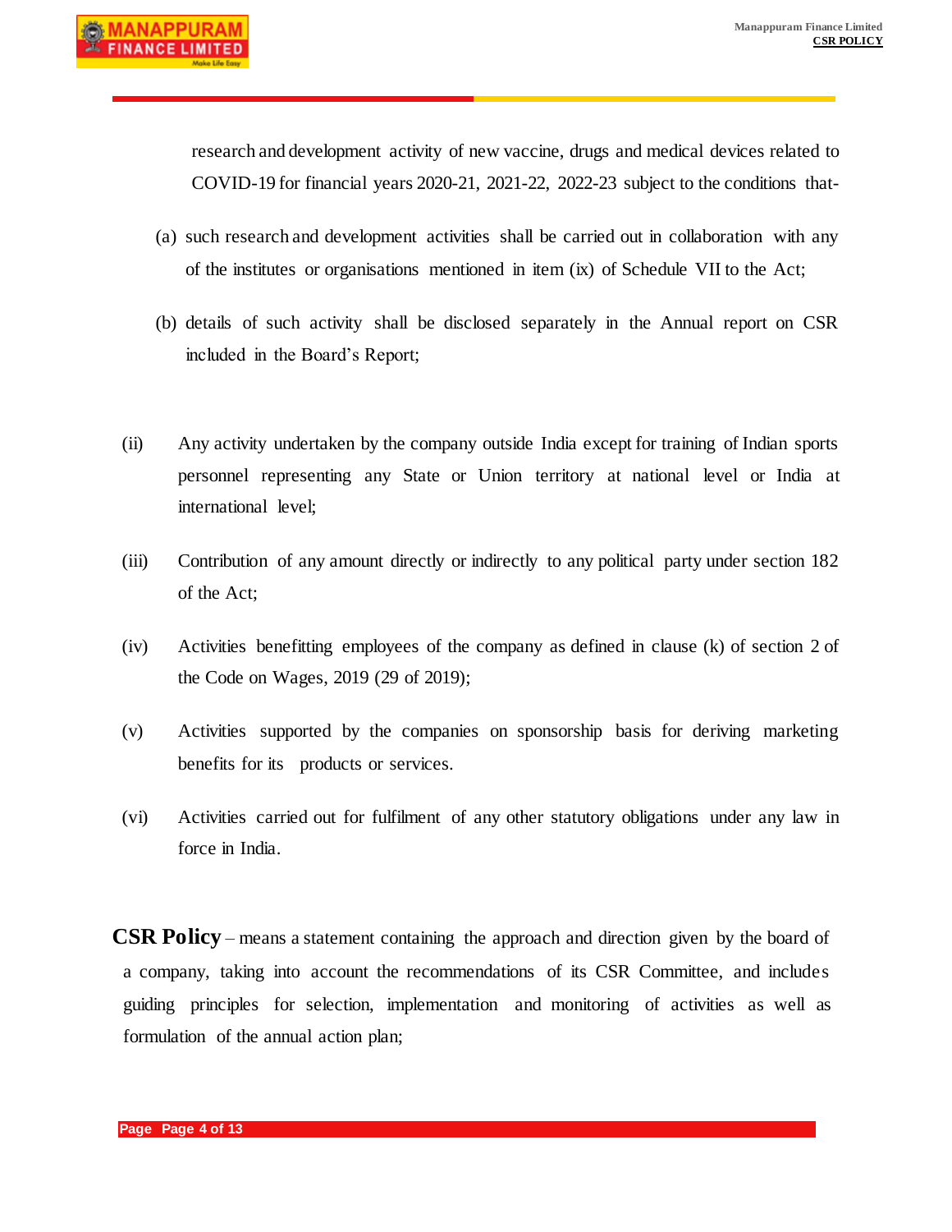research and development activity of new vaccine, drugs and medical devices related to COVID-19 for financial years 2020-21, 2021-22, 2022-23 subject to the conditions that-

(a) such research and development activities shall be carried out in collaboration with any of the institutes or organisations mentioned in item (ix) of Schedule VII to the Act;

(b) details of such activity shall be disclosed separately in the Annual report on CSR included in the Board's Report;

(ii) Any activity undertaken by the company outside India except for training of Indian sports personnel representing any State or Union territory at national level or India at international level;

(iii) Contribution of any amount directly or indirectly to any political party under section 182 of the Act;

(iv) Activities benefitting employees of the company as defined in clause (k) of section 2 of the Code on Wages, 2019 (29 of 2019);

(v) Activities supported by the companies on sponsorship basis for deriving marketing benefits for its products or services.

(vi) Activities carried out for fulfilment of any other statutory obligations under any law in force in India.

**CSR Policy** – means a statement containing the approach and direction given by the board of a company, taking into account the recommendations of its CSR Committee, and includes guiding principles for selection, implementation and monitoring of activities as well as formulation of the annual action plan;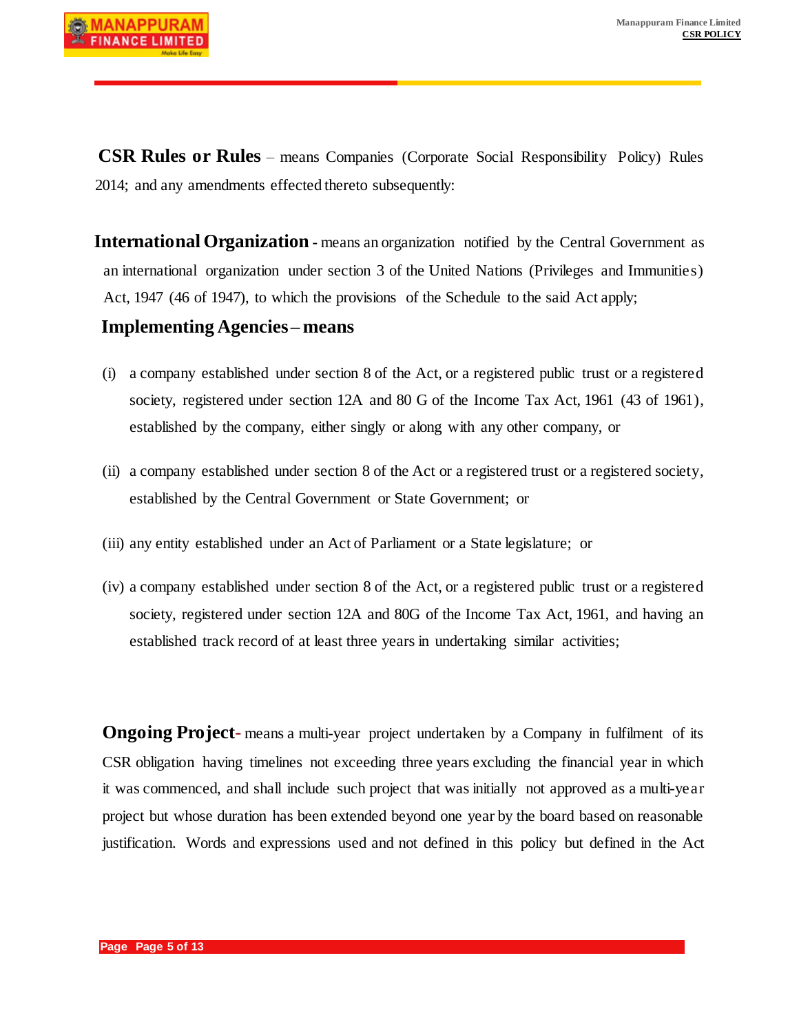**CSR Rules or Rules** – means Companies (Corporate Social Responsibility Policy) Rules 2014; and any amendments effected thereto subsequently:

**International Organization** - means an organization notified by the Central Government as an international organization under section 3 of the United Nations (Privileges and Immunities) Act, 1947 (46 of 1947), to which the provisions of the Schedule to the said Act apply;

**Implementing Agencies – means**

(i) a company established under section 8 of the Act, or a registered public trust or a registered society, registered under section 12A and 80 G of the Income Tax Act, 1961 (43 of 1961), established by the company, either singly or along with any other company, or

(ii) a company established under section 8 of the Act or a registered trust or a registered society, established by the Central Government or State Government; or

(iii) any entity established under an Act of Parliament or a State legislature; or

(iv) a company established under section 8 of the Act, or a registered public trust or a registered society, registered under section 12A and 80G of the Income Tax Act, 1961, and having an established track record of at least three years in undertaking similar activities;

**Ongoing Project**- means a multi-year project undertaken by a Company in fulfilment of its CSR obligation having timelines not exceeding three years excluding the financial year in which it was commenced, and shall include such project that was initially not approved as a multi-year project but whose duration has been extended beyond one year by the board based on reasonable justification. Words and expressions used and not defined in this policy but defined in the Act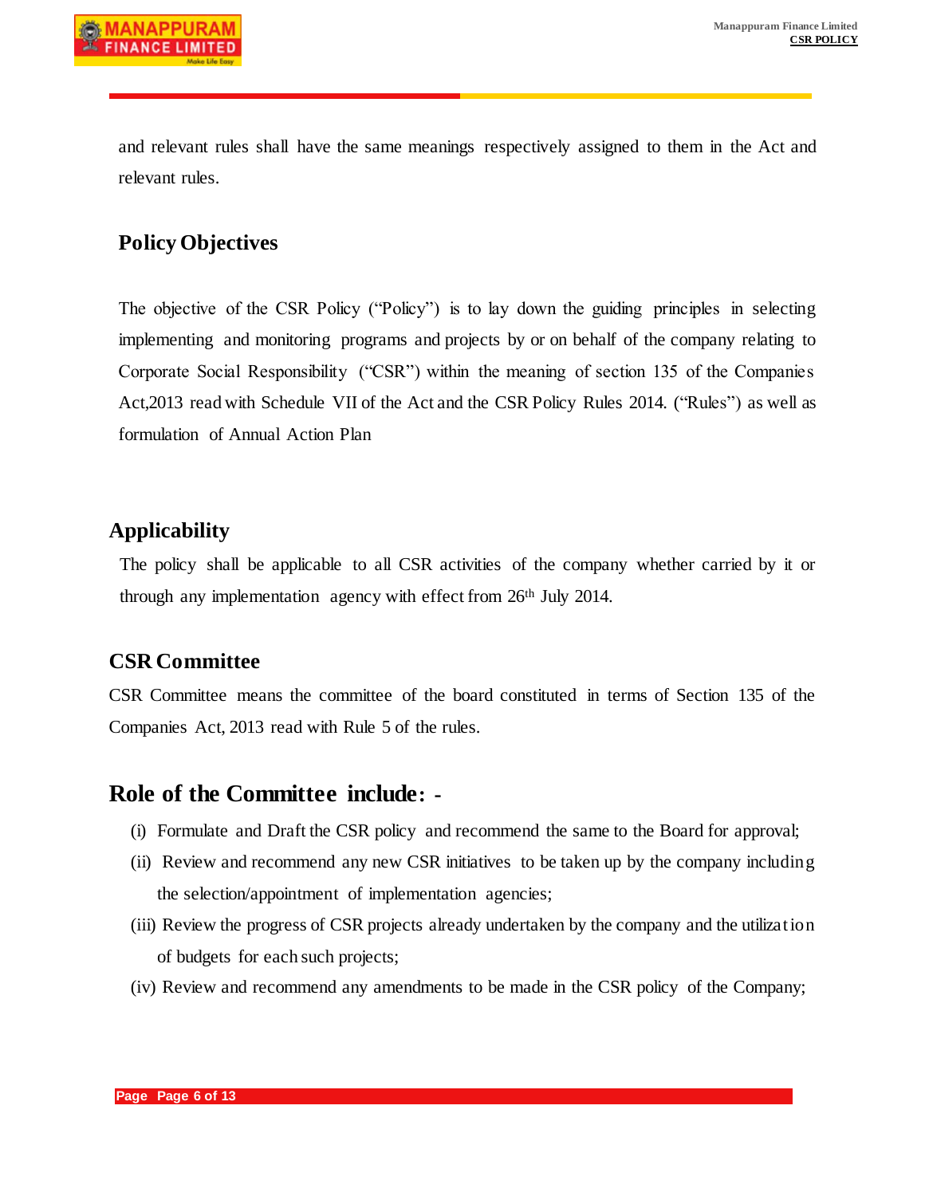and relevant rules shall have the same meanings respectively assigned to them in the Act and relevant rules.

## Policy Objectives

The objective of the CSR Policy ("Policy") is to lay down the guiding principles in selecting implementing and monitoring programs and projects by or on behalf of the company relating to Corporate Social Responsibility ("CSR") within the meaning of section 135 of the Companies Act,2013 read with Schedule VII of the Act and the CSR Policy Rules 2014. ("Rules") as well as formulation of Annual Action Plan

## Applicability

The policy shall be applicable to all CSR activities of the company whether carried by it or through any implementation agency with effect from 26th July 2014.

## CSR Committee

CSR Committee means the committee of the board constituted in terms of Section 135 of the Companies Act, 2013 read with Rule 5 of the rules.

## Role of the Committee include: -

(i) Formulate and Draft the CSR policy and recommend the same to the Board for approval;

(ii) Review and recommend any new CSR initiatives to be taken up by the company including the selection/appointment of implementation agencies;

(iii) Review the progress of CSR projects already undertaken by the company and the utilization of budgets for each such projects;

(iv) Review and recommend any amendments to be made in the CSR policy of the Company;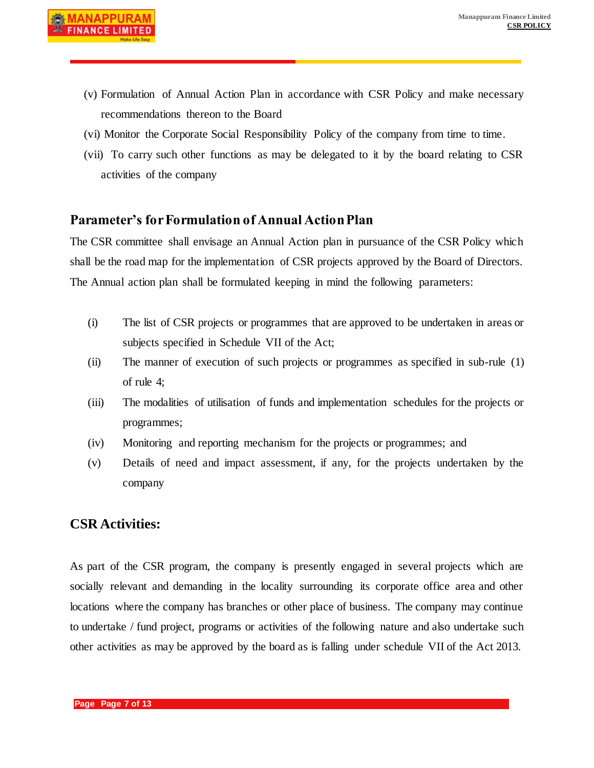(v) Formulation of Annual Action Plan in accordance with CSR Policy and make necessary recommendations thereon to the Board

(vi) Monitor the Corporate Social Responsibility Policy of the company from time to time.

(vii) To carry such other functions as may be delegated to it by the board relating to CSR activities of the company

## Parameter's for Formulation of Annual Action Plan

The CSR committee shall envisage an Annual Action plan in pursuance of the CSR Policy which shall be the road map for the implementation of CSR projects approved by the Board of Directors. The Annual action plan shall be formulated keeping in mind the following parameters:

(i) The list of CSR projects or programmes that are approved to be undertaken in areas or subjects specified in Schedule VII of the Act;

(ii) The manner of execution of such projects or programmes as specified in sub-rule (1) of rule 4;

(iii) The modalities of utilisation of funds and implementation schedules for the projects or programmes;

(iv) Monitoring and reporting mechanism for the projects or programmes; and

(v) Details of need and impact assessment, if any, for the projects undertaken by the company

## CSR Activities:

As part of the CSR program, the company is presently engaged in several projects which are socially relevant and demanding in the locality surrounding its corporate office area and other locations where the company has branches or other place of business. The company may continue to undertake / fund project, programs or activities of the following nature and also undertake such other activities as may be approved by the board as is falling under schedule VII of the Act 2013.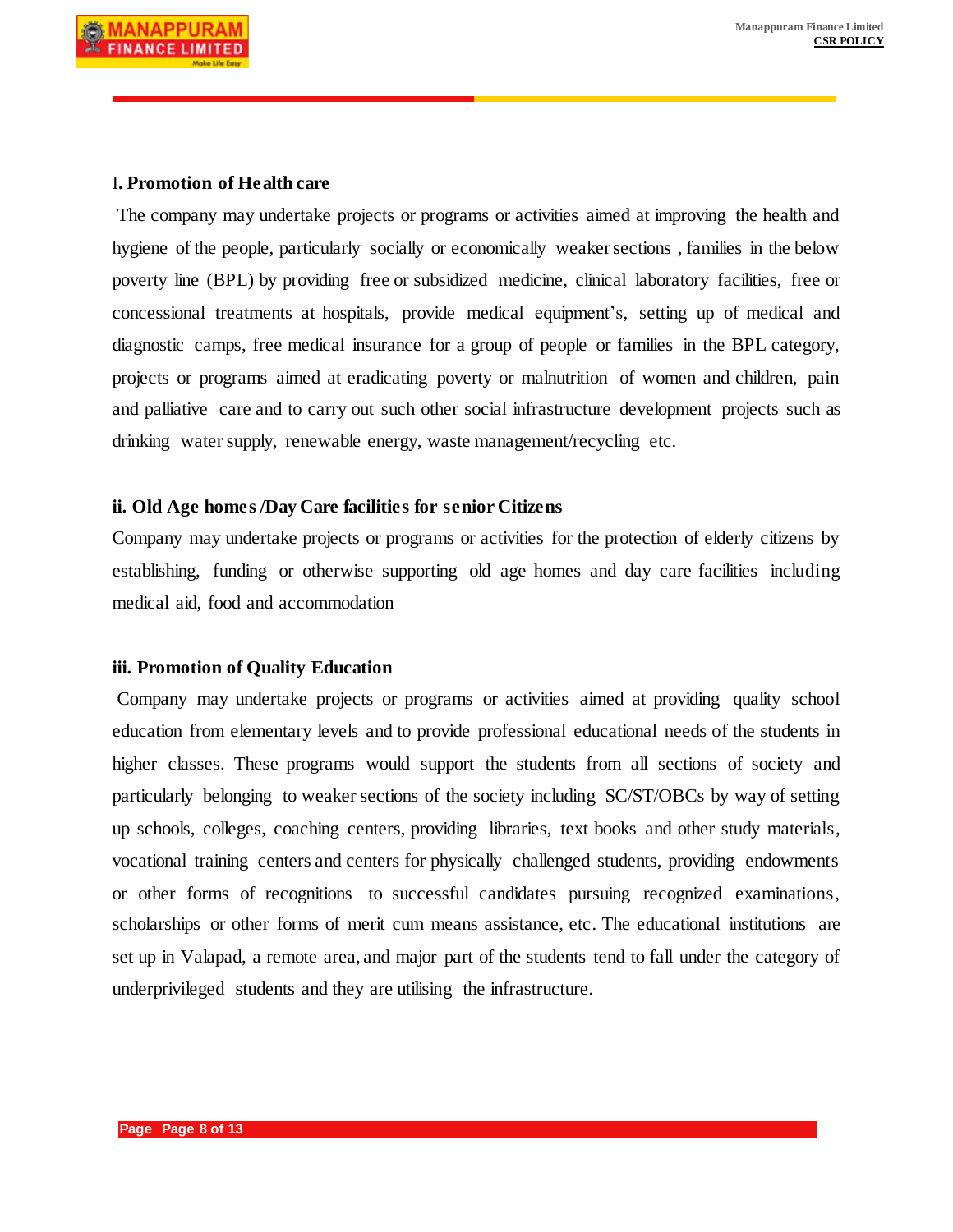I**. Promotion of Health care**

The company may undertake projects or programs or activities aimed at improving the health and hygiene of the people, particularly socially or economically weaker sections , families in the below poverty line (BPL) by providing free or subsidized medicine, clinical laboratory facilities, free or concessional treatments at hospitals, provide medical equipment's, setting up of medical and diagnostic camps, free medical insurance for a group of people or families in the BPL category, projects or programs aimed at eradicating poverty or malnutrition of women and children, pain and palliative care and to carry out such other social infrastructure development projects such as drinking water supply, renewable energy, waste management/recycling etc.

**ii. Old Age homes /Day Care facilities for senior Citizens**

Company may undertake projects or programs or activities for the protection of elderly citizens by establishing, funding or otherwise supporting old age homes and day care facilities including medical aid, food and accommodation

**iii. Promotion of Quality Education**

Company may undertake projects or programs or activities aimed at providing quality school education from elementary levels and to provide professional educational needs of the students in higher classes. These programs would support the students from all sections of society and particularly belonging to weaker sections of the society including SC/ST/OBCs by way of setting up schools, colleges, coaching centers, providing libraries, text books and other study materials, vocational training centers and centers for physically challenged students, providing endowments or other forms of recognitions to successful candidates pursuing recognized examinations, scholarships or other forms of merit cum means assistance, etc. The educational institutions are set up in Valapad, a remote area, and major part of the students tend to fall under the category of underprivileged students and they are utilising the infrastructure.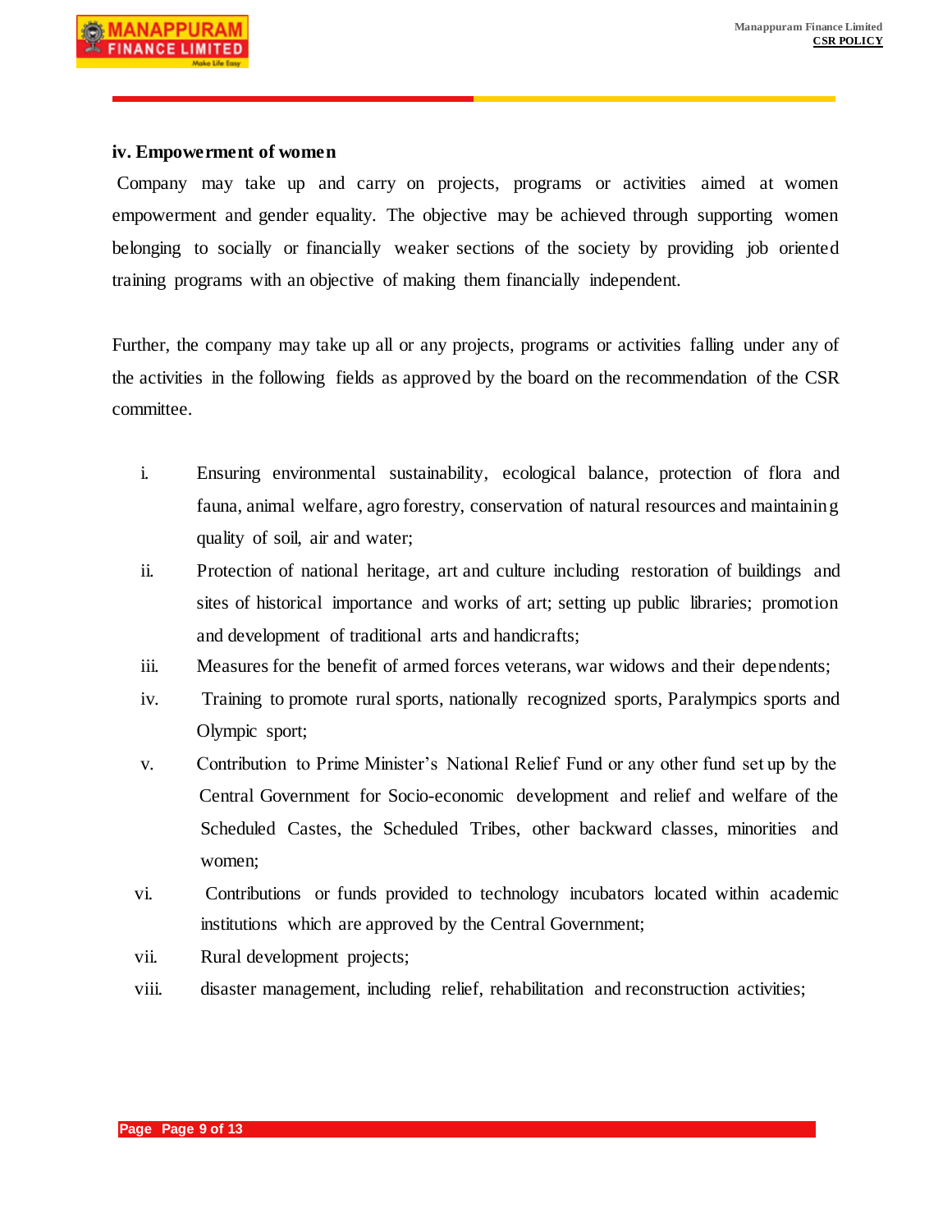**iv. Empowerment of women**

Company may take up and carry on projects, programs or activities aimed at women empowerment and gender equality. The objective may be achieved through supporting women belonging to socially or financially weaker sections of the society by providing job oriented training programs with an objective of making them financially independent.

Further, the company may take up all or any projects, programs or activities falling under any of the activities in the following fields as approved by the board on the recommendation of the CSR committee.

i. Ensuring environmental sustainability, ecological balance, protection of flora and fauna, animal welfare, agro forestry, conservation of natural resources and maintaining quality of soil, air and water;

ii. Protection of national heritage, art and culture including restoration of buildings and sites of historical importance and works of art; setting up public libraries; promotion and development of traditional arts and handicrafts;

iii. Measures for the benefit of armed forces veterans, war widows and their dependents;

iv. Training to promote rural sports, nationally recognized sports, Paralympics sports and Olympic sport;

v. Contribution to Prime Minister's National Relief Fund or any other fund set up by the Central Government for Socio-economic development and relief and welfare of the Scheduled Castes, the Scheduled Tribes, other backward classes, minorities and women;

vi. Contributions or funds provided to technology incubators located within academic institutions which are approved by the Central Government;

vii. Rural development projects;

viii. disaster management, including relief, rehabilitation and reconstruction activities;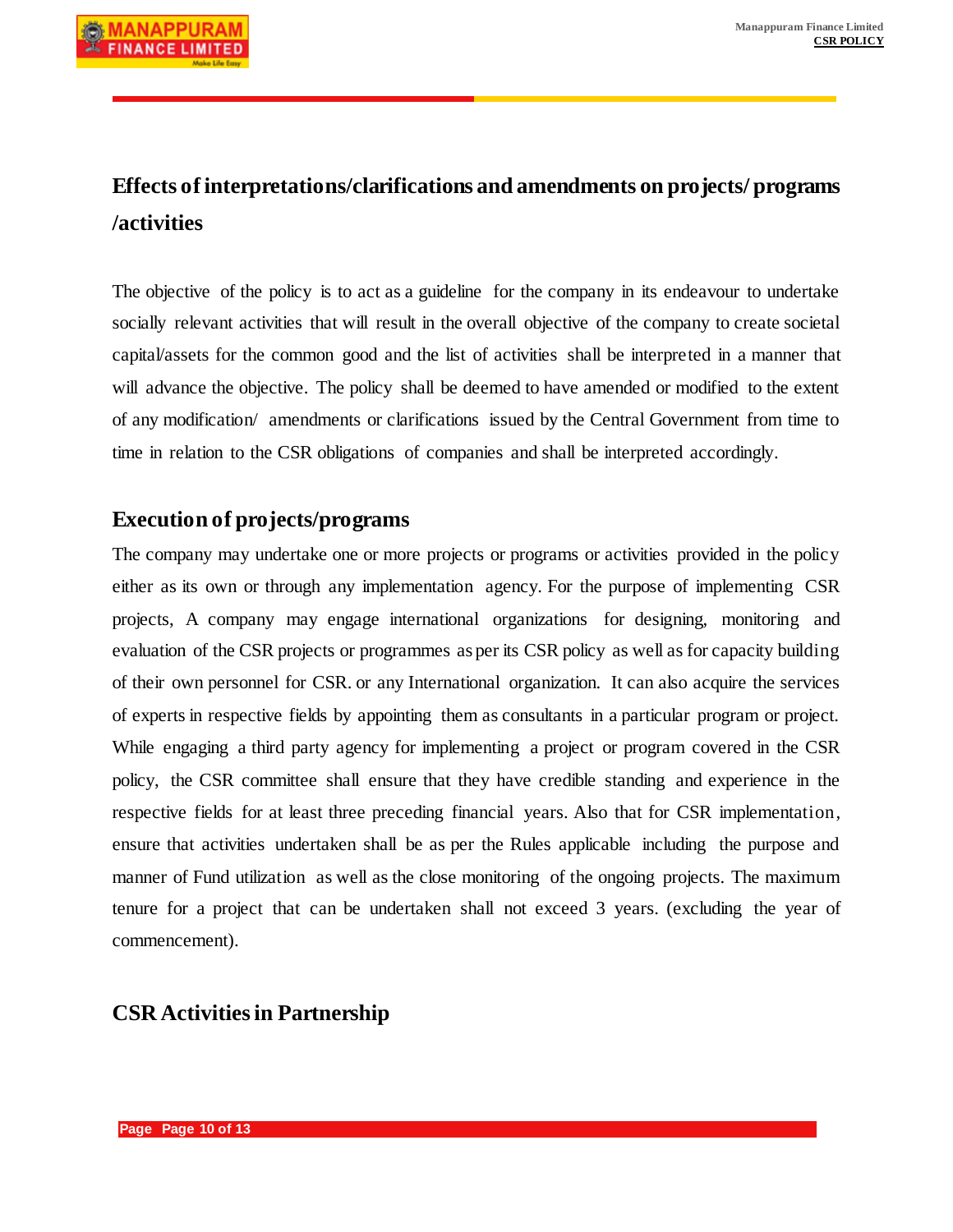## Effects of interpretations/clarifications and amendments on projects/ programs /activities

The objective of the policy is to act as a guideline for the company in its endeavour to undertake socially relevant activities that will result in the overall objective of the company to create societal capital/assets for the common good and the list of activities shall be interpreted in a manner that will advance the objective. The policy shall be deemed to have amended or modified to the extent of any modification/ amendments or clarifications issued by the Central Government from time to time in relation to the CSR obligations of companies and shall be interpreted accordingly.

## Execution of projects/programs

The company may undertake one or more projects or programs or activities provided in the policy either as its own or through any implementation agency. For the purpose of implementing CSR projects, A company may engage international organizations for designing, monitoring and evaluation of the CSR projects or programmes as per its CSR policy as well as for capacity building of their own personnel for CSR. or any International organization. It can also acquire the services of experts in respective fields by appointing them as consultants in a particular program or project. While engaging a third party agency for implementing a project or program covered in the CSR policy, the CSR committee shall ensure that they have credible standing and experience in the respective fields for at least three preceding financial years. Also that for CSR implementation, ensure that activities undertaken shall be as per the Rules applicable including the purpose and manner of Fund utilization as well as the close monitoring of the ongoing projects. The maximum tenure for a project that can be undertaken shall not exceed 3 years. (excluding the year of commencement).

## CSR Activities in Partnership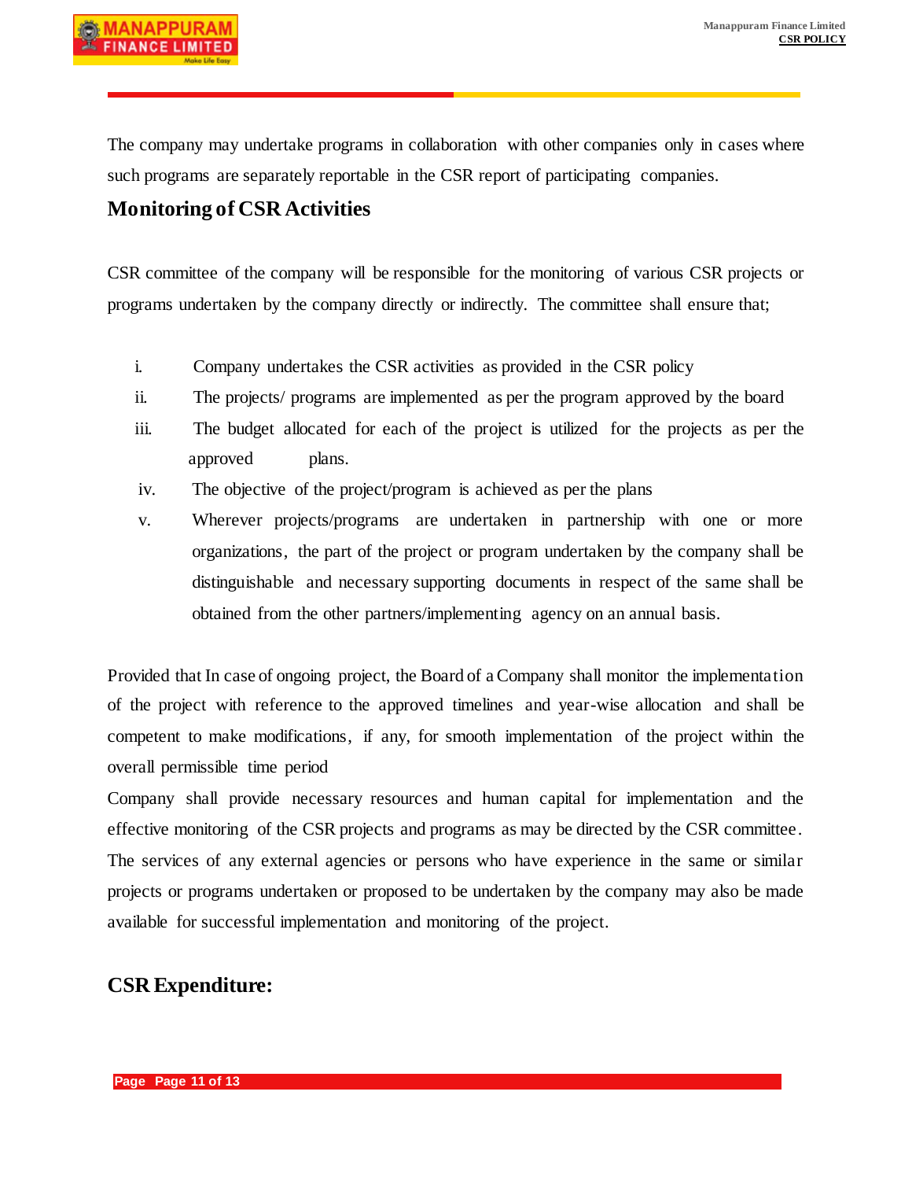The company may undertake programs in collaboration with other companies only in cases where such programs are separately reportable in the CSR report of participating companies.

## Monitoring of CSR Activities

CSR committee of the company will be responsible for the monitoring of various CSR projects or programs undertaken by the company directly or indirectly. The committee shall ensure that;

i. Company undertakes the CSR activities as provided in the CSR policy
ii. The projects/ programs are implemented as per the program approved by the board
iii. The budget allocated for each of the project is utilized for the projects as per the approved plans.
iv. The objective of the project/program is achieved as per the plans
v. Wherever projects/programs are undertaken in partnership with one or more organizations, the part of the project or program undertaken by the company shall be distinguishable and necessary supporting documents in respect of the same shall be obtained from the other partners/implementing agency on an annual basis.

Provided that In case of ongoing project, the Board of a Company shall monitor the implementation of the project with reference to the approved timelines and year-wise allocation and shall be competent to make modifications, if any, for smooth implementation of the project within the overall permissible time period

Company shall provide necessary resources and human capital for implementation and the effective monitoring of the CSR projects and programs as may be directed by the CSR committee. The services of any external agencies or persons who have experience in the same or similar projects or programs undertaken or proposed to be undertaken by the company may also be made available for successful implementation and monitoring of the project.

## CSR Expenditure: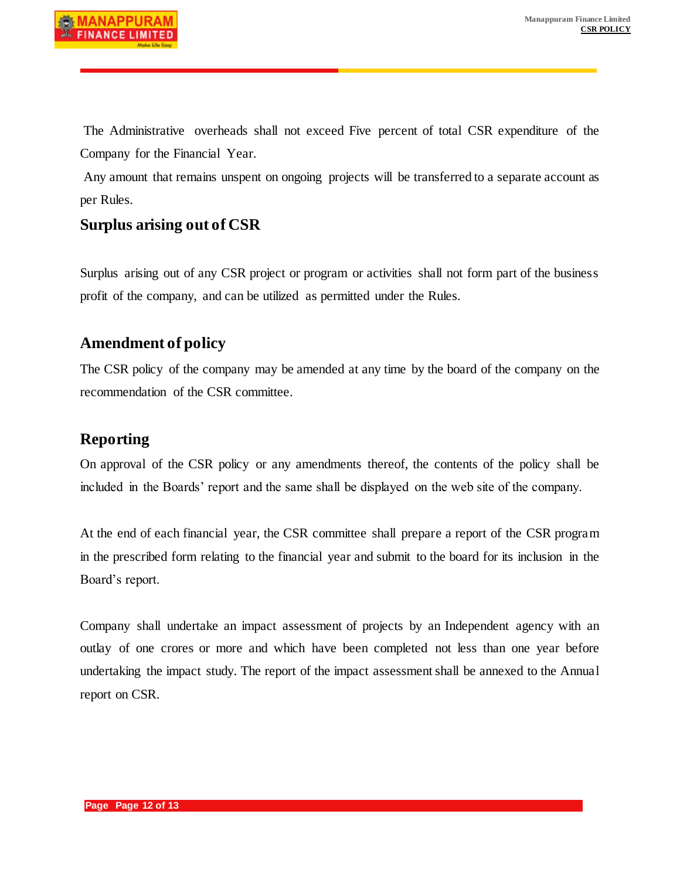The Administrative overheads shall not exceed Five percent of total CSR expenditure of the Company for the Financial Year.

Any amount that remains unspent on ongoing projects will be transferred to a separate account as per Rules.

## Surplus arising out of CSR

Surplus arising out of any CSR project or program or activities shall not form part of the business profit of the company, and can be utilized as permitted under the Rules.

## Amendment of policy

The CSR policy of the company may be amended at any time by the board of the company on the recommendation of the CSR committee.

## Reporting

On approval of the CSR policy or any amendments thereof, the contents of the policy shall be included in the Boards' report and the same shall be displayed on the web site of the company.

At the end of each financial year, the CSR committee shall prepare a report of the CSR program in the prescribed form relating to the financial year and submit to the board for its inclusion in the Board's report.

Company shall undertake an impact assessment of projects by an Independent agency with an outlay of one crores or more and which have been completed not less than one year before undertaking the impact study. The report of the impact assessment shall be annexed to the Annual report on CSR.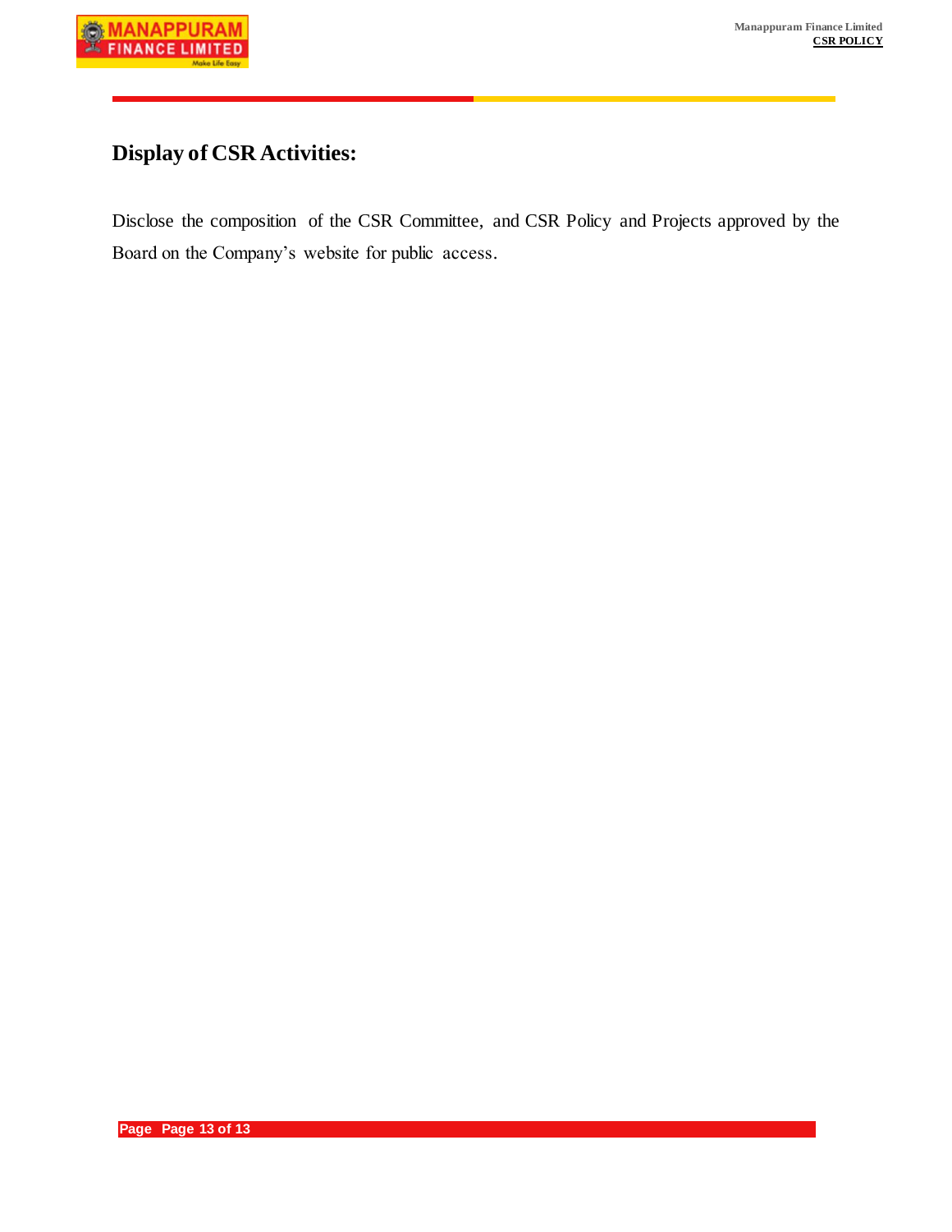## Display of CSR Activities:

Disclose the composition of the CSR Committee, and CSR Policy and Projects approved by the Board on the Company's website for public access.